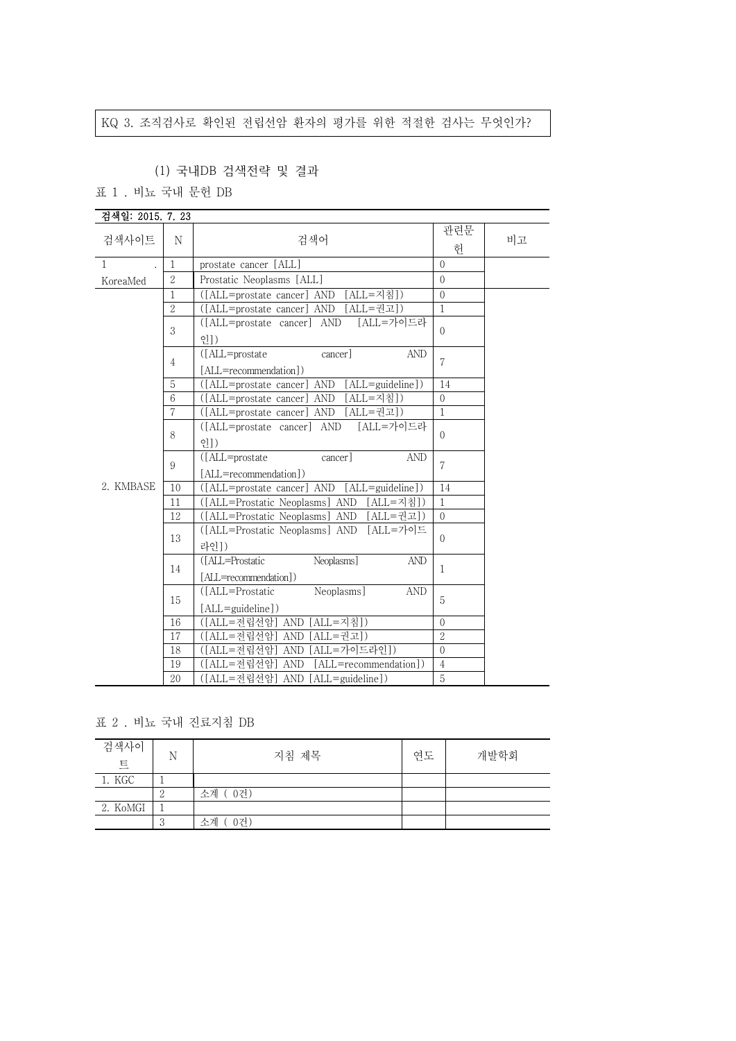KQ 3. 조직검사로 확인된 전립선암 환자의 평가를 위한 적절한 검사는 무엇인가?

(1) 국내DB 검색전략 및 결과

표 1 . 비뇨 국내 문헌 DB

검색일: 2015. 7. 23

| 검색사이트 | N | 검색어 | 관련문헌 | 비고 |
|---|---|---|---|---|
| 1. KoreaMed | 1 | prostate cancer [ALL] | 0 | |
| | 2 | Prostatic Neoplasms [ALL] | 0 | |
| 2. KMBASE | 1 | ([ALL=prostate cancer] AND [ALL=지침]) | 0 | |
| | 2 | ([ALL=prostate cancer] AND [ALL=권고]) | 1 | |
| | 3 | ([ALL=prostate cancer] AND [ALL=가이드라인]) | 0 | |
| | 4 | ([ALL=prostate cancer] AND [ALL=recommendation]) | 7 | |
| | 5 | ([ALL=prostate cancer] AND [ALL=guideline]) | 14 | |
| | 6 | ([ALL=prostate cancer] AND [ALL=지침]) | 0 | |
| | 7 | ([ALL=prostate cancer] AND [ALL=권고]) | 1 | |
| | 8 | ([ALL=prostate cancer] AND [ALL=가이드라인]) | 0 | |
| | 9 | ([ALL=prostate cancer] AND [ALL=recommendation]) | 7 | |
| | 10 | ([ALL=prostate cancer] AND [ALL=guideline]) | 14 | |
| | 11 | ([ALL=Prostatic Neoplasms] AND [ALL=지침]) | 1 | |
| | 12 | ([ALL=Prostatic Neoplasms] AND [ALL=권고]) | 0 | |
| | 13 | ([ALL=Prostatic Neoplasms] AND [ALL=가이드라인]) | 0 | |
| | 14 | ([ALL=Prostatic Neoplasms] AND [ALL=recommendation]) | 1 | |
| | 15 | ([ALL=Prostatic Neoplasms] AND [ALL=guideline]) | 5 | |
| | 16 | ([ALL=전립선암] AND [ALL=지침]) | 0 | |
| | 17 | ([ALL=전립선암] AND [ALL=권고]) | 2 | |
| | 18 | ([ALL=전립선암] AND [ALL=가이드라인]) | 0 | |
| | 19 | ([ALL=전립선암] AND [ALL=recommendation]) | 4 | |
| | 20 | ([ALL=전립선암] AND [ALL=guideline]) | 5 | |

표 2 . 비뇨 국내 진료지침 DB

| 검색사이트 | N | 지침 제목 | 연도 | 개발학회 |
|---|---|---|---|---|
| 1. KGC | 1 | | | |
| | 2 | 소계 ( 0건) | | |
| 2. KoMGI | 1 | | | |
| | 3 | 소계 ( 0건) | | |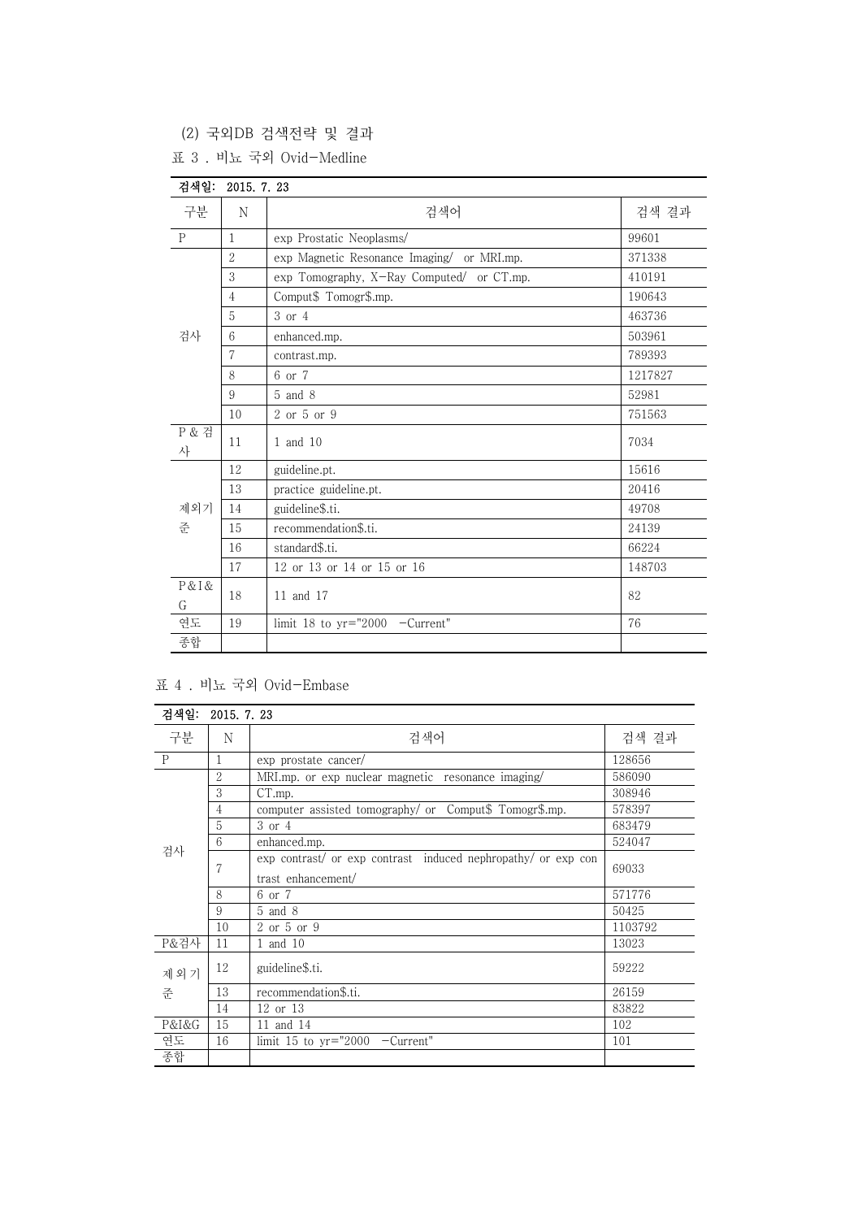(2) 국외DB 검색전략 및 결과

표 3 . 비뇨 국외 Ovid-Medline

| 검색일: 2015. 7. 23 | | | |
|---|---|---|---|
| 구분 | N | 검색어 | 검색 결과 |
| P | 1 | exp Prostatic Neoplasms/ | 99601 |
| 검사 | 2 | exp Magnetic Resonance Imaging/ or MRI.mp. | 371338 |
| | 3 | exp Tomography, X-Ray Computed/ or CT.mp. | 410191 |
| | 4 | Comput$ Tomogr$.mp. | 190643 |
| | 5 | 3 or 4 | 463736 |
| | 6 | enhanced.mp. | 503961 |
| | 7 | contrast.mp. | 789393 |
| | 8 | 6 or 7 | 1217827 |
| | 9 | 5 and 8 | 52981 |
| | 10 | 2 or 5 or 9 | 751563 |
| P & 검사 | 11 | 1 and 10 | 7034 |
| 제외기준 | 12 | guideline.pt. | 15616 |
| | 13 | practice guideline.pt. | 20416 |
| | 14 | guideline$.ti. | 49708 |
| | 15 | recommendation$.ti. | 24139 |
| | 16 | standard$.ti. | 66224 |
| | 17 | 12 or 13 or 14 or 15 or 16 | 148703 |
| P&I&G | 18 | 11 and 17 | 82 |
| 연도 | 19 | limit 18 to yr="2000 -Current" | 76 |
| 종합 | | | |

표 4 . 비뇨 국외 Ovid-Embase

| 검색일: 2015. 7. 23 | | | |
|---|---|---|---|
| 구분 | N | 검색어 | 검색 결과 |
| P | 1 | exp prostate cancer/ | 128656 |
| 검사 | 2 | MRI.mp. or exp nuclear magnetic resonance imaging/ | 586090 |
| | 3 | CT.mp. | 308946 |
| | 4 | computer assisted tomography/ or Comput$ Tomogr$.mp. | 578397 |
| | 5 | 3 or 4 | 683479 |
| | 6 | enhanced.mp. | 524047 |
| | 7 | exp contrast/ or exp contrast induced nephropathy/ or exp contrast enhancement/ | 69033 |
| | 8 | 6 or 7 | 571776 |
| | 9 | 5 and 8 | 50425 |
| | 10 | 2 or 5 or 9 | 1103792 |
| P&검사 | 11 | 1 and 10 | 13023 |
| 제외기준 | 12 | guideline$.ti. | 59222 |
| | 13 | recommendation$.ti. | 26159 |
| | 14 | 12 or 13 | 83822 |
| P&I&G | 15 | 11 and 14 | 102 |
| 연도 | 16 | limit 15 to yr="2000 -Current" | 101 |
| 종합 | | | |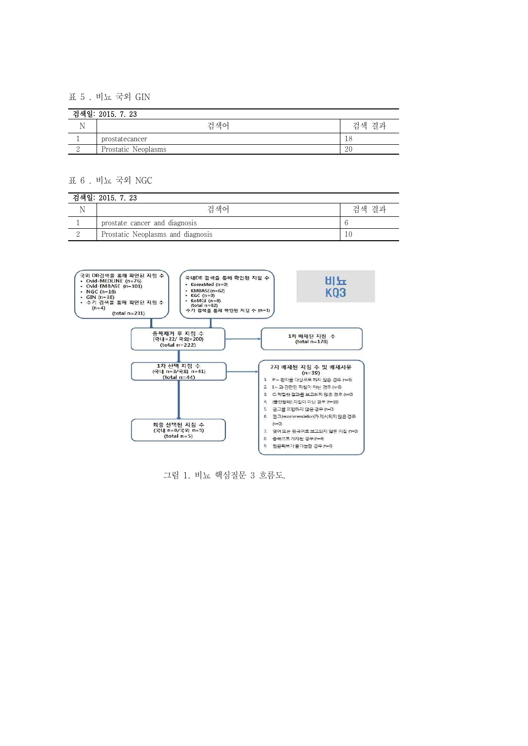표 5 . 비뇨 국외 GIN

| 검색일: 2015. 7. 23 | | |
|---|---|---|
| N | 검색어 | 검색 결과 |
| 1 | prostatecancer | 18 |
| 2 | Prostatic Neoplasms | 20 |

표 6 . 비뇨 국외 NGC

| 검색일: 2015. 7. 23 | | |
|---|---|---|
| N | 검색어 | 검색 결과 |
| 1 | prostate cancer and diagnosis | 6 |
| 2 | Prostatic Neoplasms and diagnosis | 10 |

국외 DB검색을 통해 확인된 지침 수
- Ovid-MEDLINE (n=76)
- Ovid-EMBASE (n=101)
- NGC (n=16)
- GIN (n=38)
- 수기 검색을 통해 확인된 지침 수 (n=4)

(total n=231)

국내DB 검색을 통해 확인된 지침 수
- KoreaMed (n=0)
- KMBASE(n=62)
- KGC (n=0)
- KoMGI (n=0)

(total n=62)

수기 검색을 통해 확인된 지침 수 (n=1)

비뇨
KQ3

중복제거 후 지침 수
(국내=22/ 국외=200)
(total n=222)

1차 배제된 지침 수
(total n=178)

1차 선택 지침 수
(국내 n=3/국외 n=41)
(total n=44)

2차 배제된 지침 수 및 배제사유
(n=39)
1. P:~ 환자를 대상으로 하지 않은 경우 (n=6)
2. I:~ 과 관련된 지침이 아닌 경우 (n=6)
3. O: 적절한 결과를 보고하지 않은 경우 (n=0)
4. (출판형태) 지침이 아닌 경우 (n=19)
5. 권고를 포함하지 않은 경우 (n=0)
6. 권고(recommendation)가 제시되지 않은 경우 (n=0)
7. 영어 또는 한국어로 보고되지 않은 지침 (n=0)
8. 중복으로 게재된 경우(n=4)
9. 원문확보가 불가능한 경우 (n=0)

최종 선택된 지침 수
(국내 n=0/국외 n=5)
(total n=5)

그림 1. 비뇨 핵심질문 3 흐름도.